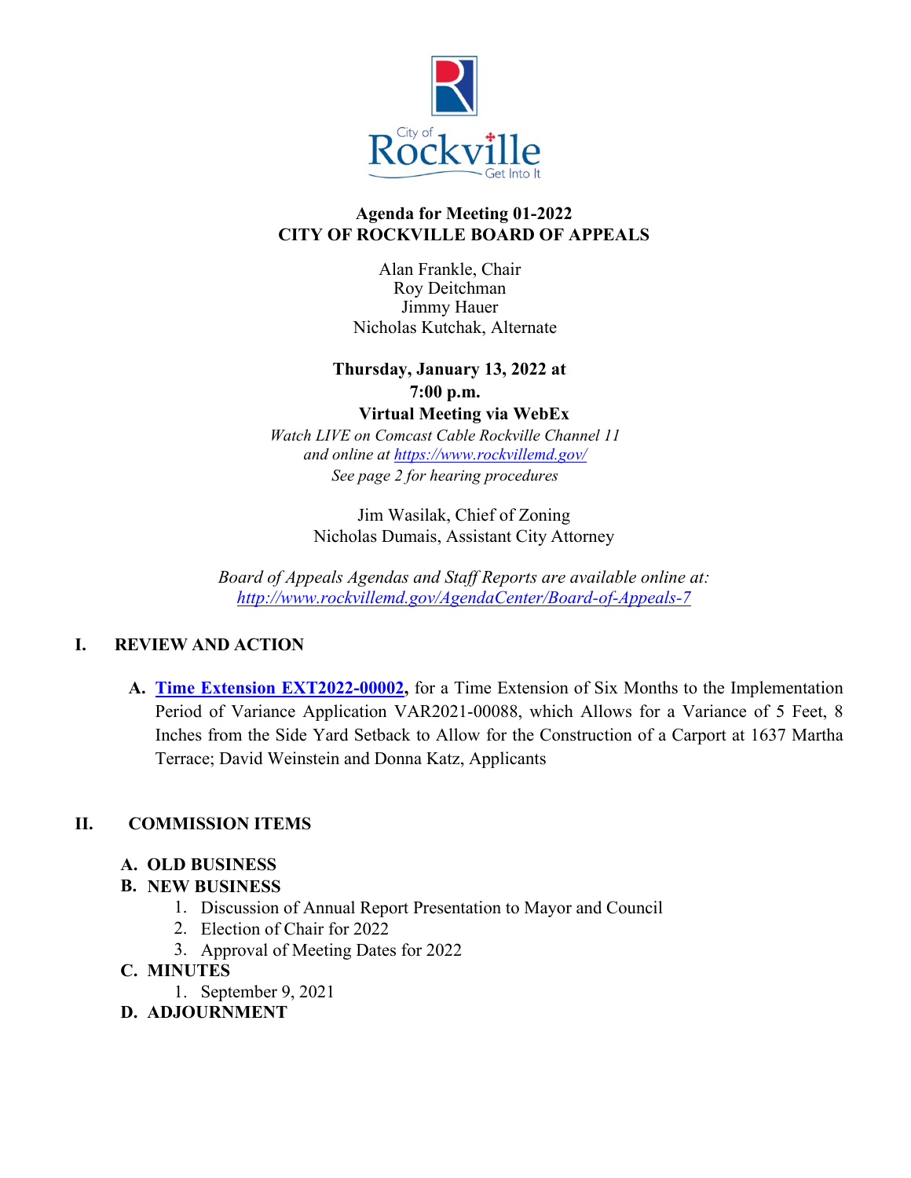**Agenda for Meeting 01-2022**
**CITY OF ROCKVILLE BOARD OF APPEALS**

Alan Frankle, Chair
Roy Deitchman
Jimmy Hauer
Nicholas Kutchak, Alternate

**Thursday, January 13, 2022 at 7:00 p.m.**
**Virtual Meeting via WebEx**
*Watch LIVE on Comcast Cable Rockville Channel 11*
*and online at [https://www.rockvillemd.gov/](https://www.rockvillemd.gov/)*
*See page 2 for hearing procedures*

Jim Wasilak, Chief of Zoning
Nicholas Dumais, Assistant City Attorney

*Board of Appeals Agendas and Staff Reports are available online at:*
*[http://www.rockvillemd.gov/AgendaCenter/Board-of-Appeals-7](http://www.rockvillemd.gov/AgendaCenter/Board-of-Appeals-7)*

## I. REVIEW AND ACTION

A. **Time Extension EXT2022-00002,** for a Time Extension of Six Months to the Implementation Period of Variance Application VAR2021-00088, which Allows for a Variance of 5 Feet, 8 Inches from the Side Yard Setback to Allow for the Construction of a Carport at 1637 Martha Terrace; David Weinstein and Donna Katz, Applicants

## II. COMMISSION ITEMS

**A. OLD BUSINESS**

**B. NEW BUSINESS**

1. Discussion of Annual Report Presentation to Mayor and Council
2. Election of Chair for 2022
3. Approval of Meeting Dates for 2022

**C. MINUTES**

1. September 9, 2021

**D. ADJOURNMENT**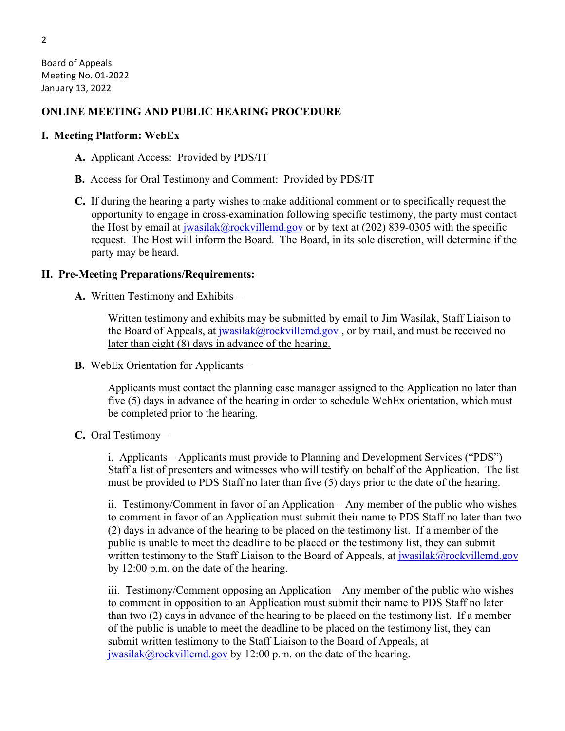Board of Appeals
Meeting No. 01-2022
January 13, 2022

## ONLINE MEETING AND PUBLIC HEARING PROCEDURE

### I. Meeting Platform: WebEx

**A.** Applicant Access: Provided by PDS/IT

**B.** Access for Oral Testimony and Comment: Provided by PDS/IT

**C.** If during the hearing a party wishes to make additional comment or to specifically request the opportunity to engage in cross-examination following specific testimony, the party must contact the Host by email at jwasilak@rockvillemd.gov or by text at (202) 839-0305 with the specific request. The Host will inform the Board. The Board, in its sole discretion, will determine if the party may be heard.

### II. Pre-Meeting Preparations/Requirements:

**A.** Written Testimony and Exhibits –

Written testimony and exhibits may be submitted by email to Jim Wasilak, Staff Liaison to the Board of Appeals, at jwasilak@rockvillemd.gov , or by mail, <u>and must be received no later than eight (8) days in advance of the hearing.</u>

**B.** WebEx Orientation for Applicants –

Applicants must contact the planning case manager assigned to the Application no later than five (5) days in advance of the hearing in order to schedule WebEx orientation, which must be completed prior to the hearing.

**C.** Oral Testimony –

i. Applicants – Applicants must provide to Planning and Development Services ("PDS") Staff a list of presenters and witnesses who will testify on behalf of the Application. The list must be provided to PDS Staff no later than five (5) days prior to the date of the hearing.

ii. Testimony/Comment in favor of an Application – Any member of the public who wishes to comment in favor of an Application must submit their name to PDS Staff no later than two (2) days in advance of the hearing to be placed on the testimony list. If a member of the public is unable to meet the deadline to be placed on the testimony list, they can submit written testimony to the Staff Liaison to the Board of Appeals, at jwasilak@rockvillemd.gov by 12:00 p.m. on the date of the hearing.

iii. Testimony/Comment opposing an Application – Any member of the public who wishes to comment in opposition to an Application must submit their name to PDS Staff no later than two (2) days in advance of the hearing to be placed on the testimony list. If a member of the public is unable to meet the deadline to be placed on the testimony list, they can submit written testimony to the Staff Liaison to the Board of Appeals, at jwasilak@rockvillemd.gov by 12:00 p.m. on the date of the hearing.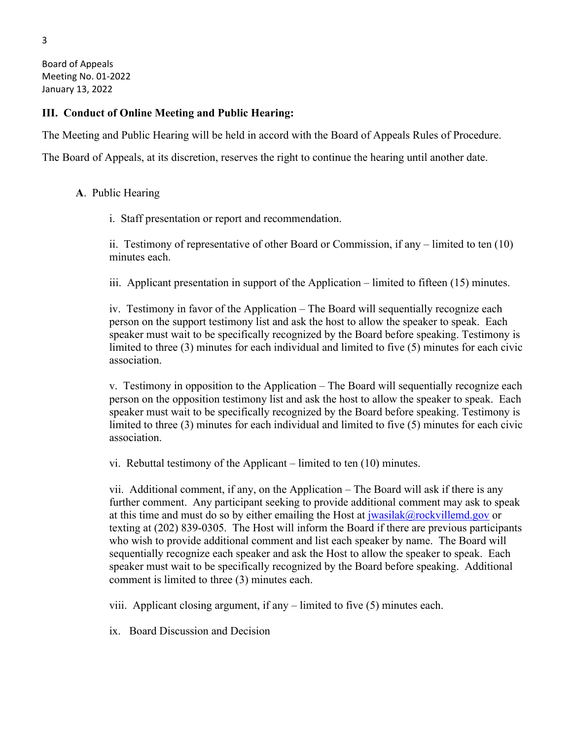Board of Appeals
Meeting No. 01-2022
January 13, 2022

### III. Conduct of Online Meeting and Public Hearing:

The Meeting and Public Hearing will be held in accord with the Board of Appeals Rules of Procedure.

The Board of Appeals, at its discretion, reserves the right to continue the hearing until another date.

**A**. Public Hearing

i. Staff presentation or report and recommendation.

ii. Testimony of representative of other Board or Commission, if any – limited to ten (10) minutes each.

iii. Applicant presentation in support of the Application – limited to fifteen (15) minutes.

iv. Testimony in favor of the Application – The Board will sequentially recognize each person on the support testimony list and ask the host to allow the speaker to speak. Each speaker must wait to be specifically recognized by the Board before speaking. Testimony is limited to three (3) minutes for each individual and limited to five (5) minutes for each civic association.

v. Testimony in opposition to the Application – The Board will sequentially recognize each person on the opposition testimony list and ask the host to allow the speaker to speak. Each speaker must wait to be specifically recognized by the Board before speaking. Testimony is limited to three (3) minutes for each individual and limited to five (5) minutes for each civic association.

vi. Rebuttal testimony of the Applicant – limited to ten (10) minutes.

vii. Additional comment, if any, on the Application – The Board will ask if there is any further comment. Any participant seeking to provide additional comment may ask to speak at this time and must do so by either emailing the Host at jwasilak@rockvillemd.gov or texting at (202) 839-0305. The Host will inform the Board if there are previous participants who wish to provide additional comment and list each speaker by name. The Board will sequentially recognize each speaker and ask the Host to allow the speaker to speak. Each speaker must wait to be specifically recognized by the Board before speaking. Additional comment is limited to three (3) minutes each.

viii. Applicant closing argument, if any – limited to five (5) minutes each.

ix. Board Discussion and Decision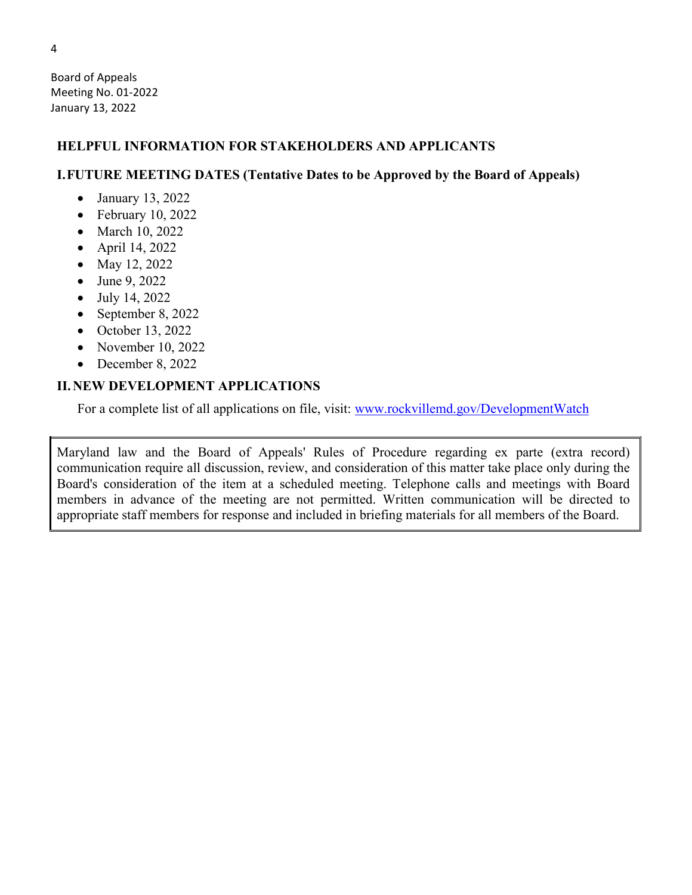Board of Appeals
Meeting No. 01-2022
January 13, 2022

## HELPFUL INFORMATION FOR STAKEHOLDERS AND APPLICANTS

### I. FUTURE MEETING DATES (Tentative Dates to be Approved by the Board of Appeals)

- January 13, 2022
- February 10, 2022
- March 10, 2022
- April 14, 2022
- May 12, 2022
- June 9, 2022
- July 14, 2022
- September 8, 2022
- October 13, 2022
- November 10, 2022
- December 8, 2022

### II. NEW DEVELOPMENT APPLICATIONS

For a complete list of all applications on file, visit: www.rockvillemd.gov/DevelopmentWatch

> Maryland law and the Board of Appeals' Rules of Procedure regarding ex parte (extra record) communication require all discussion, review, and consideration of this matter take place only during the Board's consideration of the item at a scheduled meeting. Telephone calls and meetings with Board members in advance of the meeting are not permitted. Written communication will be directed to appropriate staff members for response and included in briefing materials for all members of the Board.